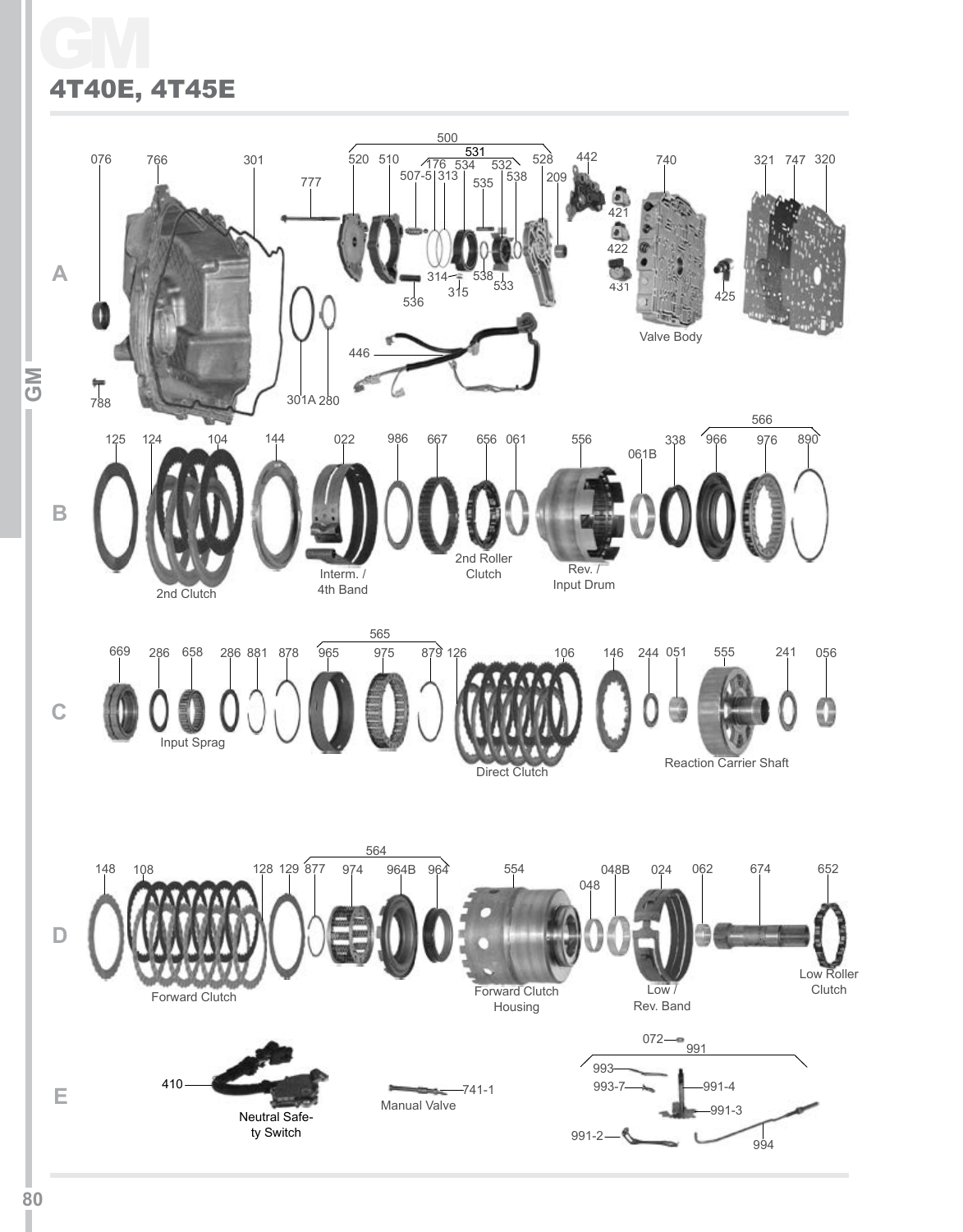# GM

## 4T40E, 4T45E

**A**

076 766 301 777 500 520 510 531 176 534 532 507-5 313 535 538 528 209 442 740 321 747 320 421 422 431 425 314 538 533 315 536 446 301A 280 788

Valve Body

**B**

125 124 104 144 022 986 667 656 061 556 061B 338 566 966 976 890

2nd Clutch

Interm. / 4th Band

2nd Roller Clutch

Rev. / Input Drum

**C**

669 286 658 286 881 878 565 965 975 879 126 106 146 244 051 555 241 056

Input Sprag

Direct Clutch

Reaction Carrier Shaft

**D**

148 108 128 129 564 877 974 964B 964 554 048 048B 024 062 674 652

Forward Clutch

Forward Clutch Housing

Low / Rev. Band

Low Roller Clutch

**E**

410

Neutral Safety Switch

741-1

Manual Valve

072 991 993 993-7 991-4 991-3 991-2 994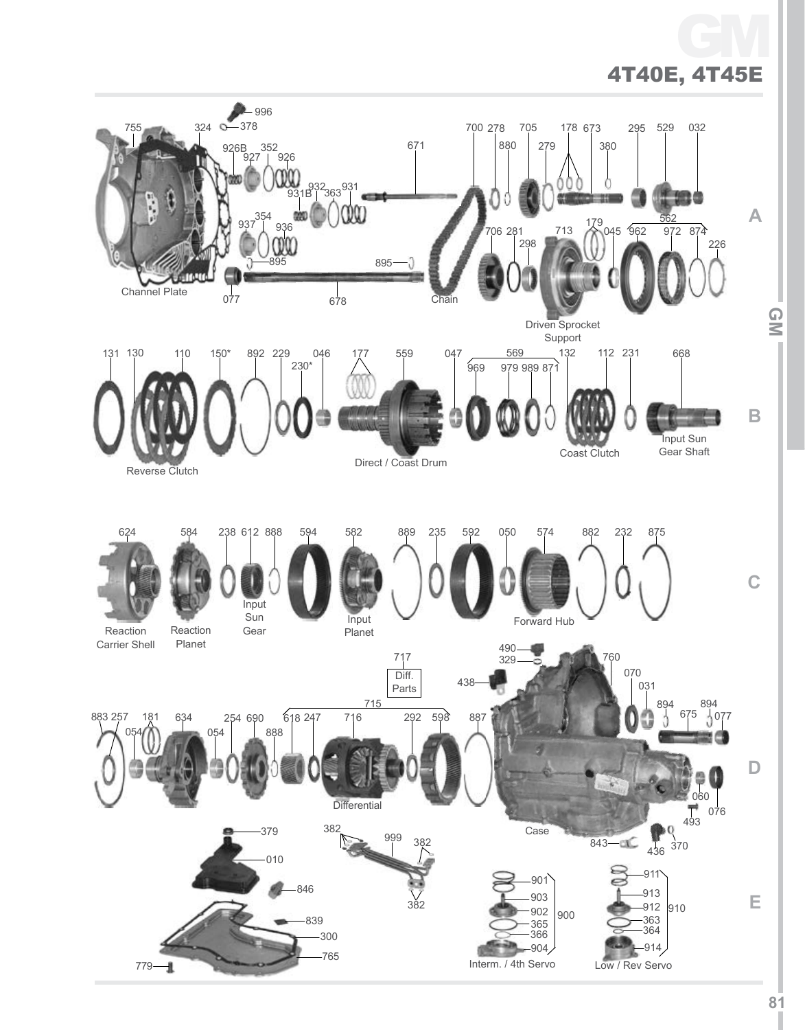# GM

## 4T40E, 4T45E

**A**

996, 378, 755, 324, 926B, 352, 927, 926, 932, 931B, 363, 931, 354, 937, 936, 895, 077, 678, 895, 671, 700, 278, 880, 705, 279, 178, 673, 380, 295, 529, 032, 706, 281, 298, 713, 179, 045, 562, 962, 972, 874, 226

Channel Plate

Chain

Driven Sprocket Support

**B**

131, 130, 110, 150*, 892, 229, 230*, 046, 177, 559, 047, 569, 969, 979, 989, 871, 132, 112, 231, 668

Reverse Clutch

Direct / Coast Drum

Coast Clutch

Input Sun Gear Shaft

**C**

624, 584, 238, 612, 888, 594, 582, 889, 235, 592, 050, 574, 882, 232, 875

Reaction Carrier Shell

Reaction Planet

Input Sun Gear

Input Planet

Forward Hub

**D**

717 Diff. Parts

490, 329, 438, 760, 070, 031, 894, 675, 894, 077

883, 257, 181, 054, 634, 054, 254, 690, 888, 715, 618, 247, 716, 292, 598, 887

Differential

Case

060, 076, 493, 843, 436, 370

**E**

379, 010, 846, 839, 300, 765, 779

382, 999, 382, 382

901, 903, 902, 365, 366, 904, 900

Interm. / 4th Servo

911, 913, 912, 363, 364, 914, 910

Low / Rev Servo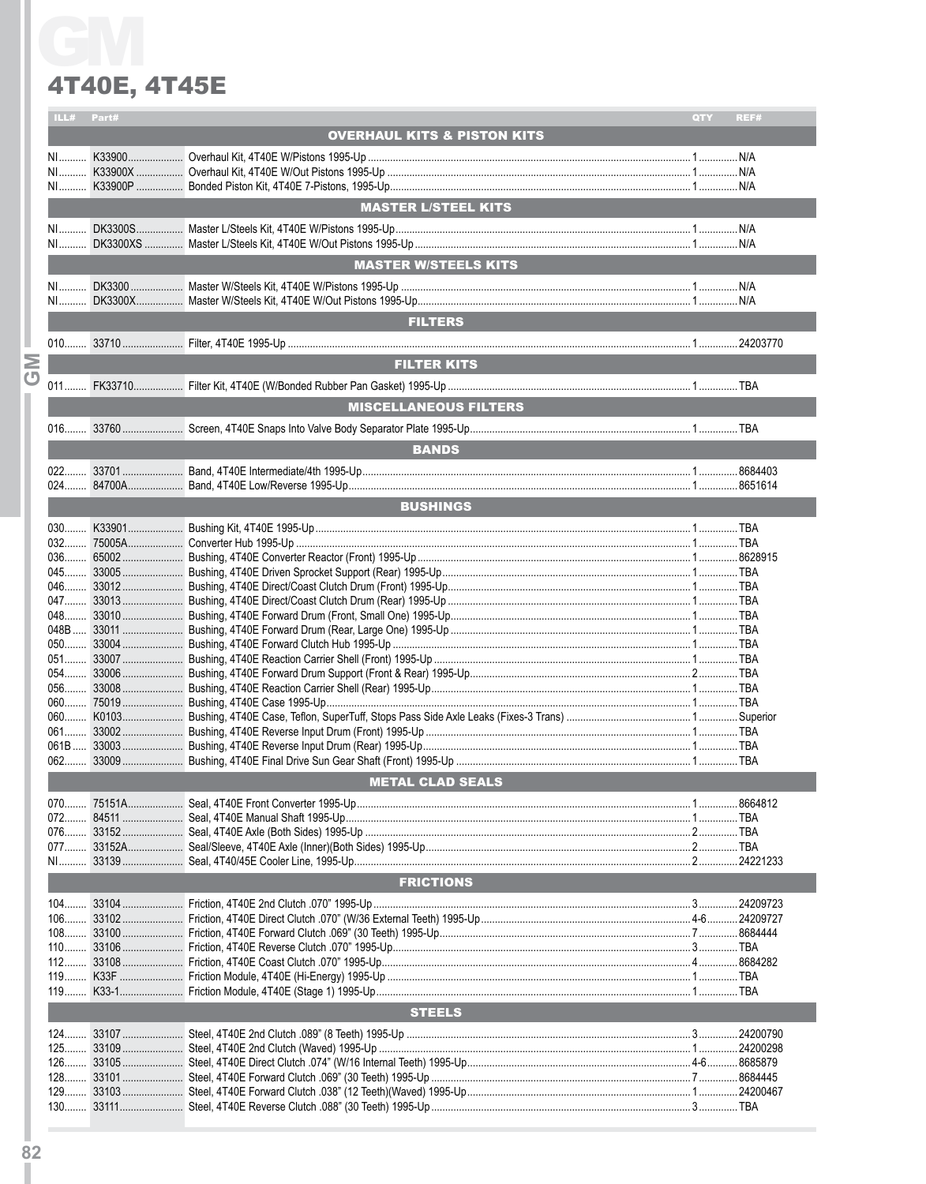# GM

## 4T40E, 4T45E

| ILL# | Part# | Description | QTY | REF# |
|---|---|---|---|---|
| | | **OVERHAUL KITS & PISTON KITS** | | |
| NI | K33900 | Overhaul Kit, 4T40E W/Pistons 1995-Up | 1 | N/A |
| NI | K33900X | Overhaul Kit, 4T40E W/Out Pistons 1995-Up | 1 | N/A |
| NI | K33900P | Bonded Piston Kit, 4T40E 7-Pistons, 1995-Up | 1 | N/A |
| | | **MASTER L/STEEL KITS** | | |
| NI | DK3300S | Master L/Steels Kit, 4T40E W/Pistons 1995-Up | 1 | N/A |
| NI | DK3300XS | Master L/Steels Kit, 4T40E W/Out Pistons 1995-Up | 1 | N/A |
| | | **MASTER W/STEELS KITS** | | |
| NI | DK3300 | Master W/Steels Kit, 4T40E W/Pistons 1995-Up | 1 | N/A |
| NI | DK3300X | Master W/Steels Kit, 4T40E W/Out Pistons 1995-Up | 1 | N/A |
| | | **FILTERS** | | |
| 010 | 33710 | Filter, 4T40E 1995-Up | 1 | 24203770 |
| | | **FILTER KITS** | | |
| 011 | FK33710 | Filter Kit, 4T40E (W/Bonded Rubber Pan Gasket) 1995-Up | 1 | TBA |
| | | **MISCELLANEOUS FILTERS** | | |
| 016 | 33760 | Screen, 4T40E Snaps Into Valve Body Separator Plate 1995-Up | 1 | TBA |
| | | **BANDS** | | |
| 022 | 33701 | Band, 4T40E Intermediate/4th 1995-Up | 1 | 8684403 |
| 024 | 84700A | Band, 4T40E Low/Reverse 1995-Up | 1 | 8651614 |
| | | **BUSHINGS** | | |
| 030 | K33901 | Bushing Kit, 4T40E 1995-Up | 1 | TBA |
| 032 | 75005A | Converter Hub 1995-Up | 1 | TBA |
| 036 | 65002 | Bushing, 4T40E Converter Reactor (Front) 1995-Up | 1 | 8628915 |
| 045 | 33005 | Bushing, 4T40E Driven Sprocket Support (Rear) 1995-Up | 1 | TBA |
| 046 | 33012 | Bushing, 4T40E Direct/Coast Clutch Drum (Front) 1995-Up | 1 | TBA |
| 047 | 33013 | Bushing, 4T40E Direct/Coast Clutch Drum (Rear) 1995-Up | 1 | TBA |
| 048 | 33010 | Bushing, 4T40E Forward Drum (Front, Small One) 1995-Up | 1 | TBA |
| 048B | 33011 | Bushing, 4T40E Forward Drum (Rear, Large One) 1995-Up | 1 | TBA |
| 050 | 33004 | Bushing, 4T40E Forward Clutch Hub 1995-Up | 1 | TBA |
| 051 | 33007 | Bushing, 4T40E Reaction Carrier Shell (Front) 1995-Up | 1 | TBA |
| 054 | 33006 | Bushing, 4T40E Forward Drum Support (Front & Rear) 1995-Up | 2 | TBA |
| 056 | 33008 | Bushing, 4T40E Reaction Carrier Shell (Rear) 1995-Up | 1 | TBA |
| 060 | 75019 | Bushing, 4T40E Case 1995-Up | 1 | TBA |
| 060 | K0103 | Bushing, 4T40E Case, Teflon, SuperTuff, Stops Pass Side Axle Leaks (Fixes-3 Trans) | 1 | Superior |
| 061 | 33002 | Bushing, 4T40E Reverse Input Drum (Front) 1995-Up | 1 | TBA |
| 061B | 33003 | Bushing, 4T40E Reverse Input Drum (Rear) 1995-Up | 1 | TBA |
| 062 | 33009 | Bushing, 4T40E Final Drive Sun Gear Shaft (Front) 1995-Up | 1 | TBA |
| | | **METAL CLAD SEALS** | | |
| 070 | 75151A | Seal, 4T40E Front Converter 1995-Up | 1 | 8664812 |
| 072 | 84511 | Seal, 4T40E Manual Shaft 1995-Up | 1 | TBA |
| 076 | 33152 | Seal, 4T40E Axle (Both Sides) 1995-Up | 2 | TBA |
| 077 | 33152A | Seal/Sleeve, 4T40E Axle (Inner)(Both Sides) 1995-Up | 2 | TBA |
| NI | 33139 | Seal, 4T40/45E Cooler Line, 1995-Up | 2 | 24221233 |
| | | **FRICTIONS** | | |
| 104 | 33104 | Friction, 4T40E 2nd Clutch .070" 1995-Up | 3 | 24209723 |
| 106 | 33102 | Friction, 4T40E Direct Clutch .070" (W/36 External Teeth) 1995-Up | 4-6 | 24209727 |
| 108 | 33100 | Friction, 4T40E Forward Clutch .069" (30 Teeth) 1995-Up | 7 | 8684444 |
| 110 | 33106 | Friction, 4T40E Reverse Clutch .070" 1995-Up | 3 | TBA |
| 112 | 33108 | Friction, 4T40E Coast Clutch .070" 1995-Up | 4 | 8684282 |
| 119 | K33F | Friction Module, 4T40E (Hi-Energy) 1995-Up | 1 | TBA |
| 119 | K33-1 | Friction Module, 4T40E (Stage 1) 1995-Up | 1 | TBA |
| | | **STEELS** | | |
| 124 | 33107 | Steel, 4T40E 2nd Clutch .089" (8 Teeth) 1995-Up | 3 | 24200790 |
| 125 | 33109 | Steel, 4T40E 2nd Clutch (Waved) 1995-Up | 1 | 24200298 |
| 126 | 33105 | Steel, 4T40E Direct Clutch .074" (W/16 Internal Teeth) 1995-Up | 4-6 | 8685879 |
| 128 | 33101 | Steel, 4T40E Forward Clutch .069" (30 Teeth) 1995-Up | 7 | 8684445 |
| 129 | 33103 | Steel, 4T40E Forward Clutch .038" (12 Teeth)(Waved) 1995-Up | 1 | 24200467 |
| 130 | 33111 | Steel, 4T40E Reverse Clutch .088" (30 Teeth) 1995-Up | 3 | TBA |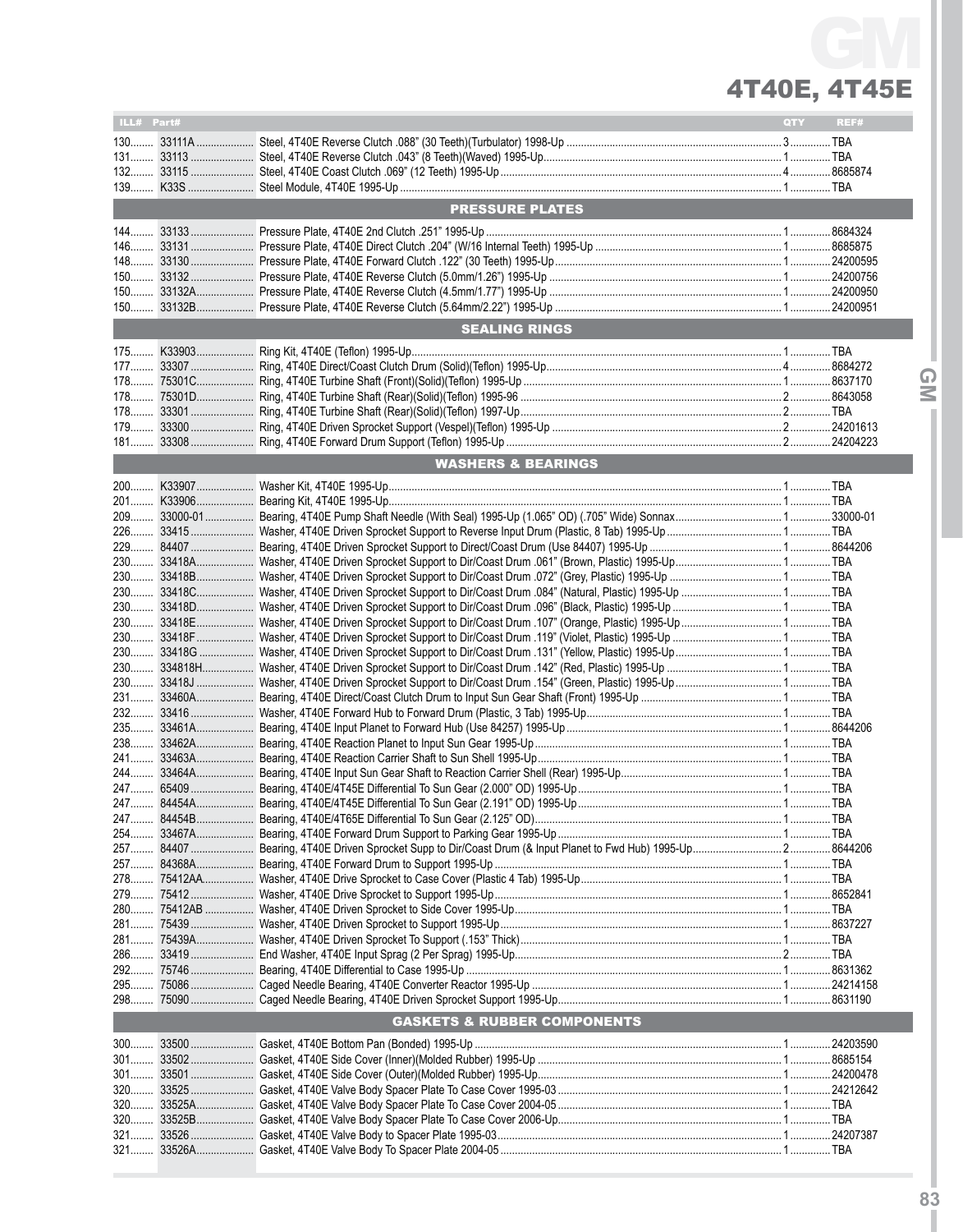# GM 4T40E, 4T45E

| ILL# | Part# | | QTY | REF# |
|---|---|---|---|---|
| 130 | 33111A | Steel, 4T40E Reverse Clutch .088" (30 Teeth)(Turbulator) 1998-Up | 3 | TBA |
| 131 | 33113 | Steel, 4T40E Reverse Clutch .043" (8 Teeth)(Waved) 1995-Up | 1 | TBA |
| 132 | 33115 | Steel, 4T40E Coast Clutch .069" (12 Teeth) 1995-Up | 4 | 8685874 |
| 139 | K33S | Steel Module, 4T40E 1995-Up | 1 | TBA |
| | | **PRESSURE PLATES** | | |
| 144 | 33133 | Pressure Plate, 4T40E 2nd Clutch .251" 1995-Up | 1 | 8684324 |
| 146 | 33131 | Pressure Plate, 4T40E Direct Clutch .204" (W/16 Internal Teeth) 1995-Up | 1 | 8685875 |
| 148 | 33130 | Pressure Plate, 4T40E Forward Clutch .122" (30 Teeth) 1995-Up | 1 | 24200595 |
| 150 | 33132 | Pressure Plate, 4T40E Reverse Clutch (5.0mm/1.26") 1995-Up | 1 | 24200756 |
| 150 | 33132A | Pressure Plate, 4T40E Reverse Clutch (4.5mm/1.77") 1995-Up | 1 | 24200950 |
| 150 | 33132B | Pressure Plate, 4T40E Reverse Clutch (5.64mm/2.22") 1995-Up | 1 | 24200951 |
| | | **SEALING RINGS** | | |
| 175 | K33903 | Ring Kit, 4T40E (Teflon) 1995-Up | 1 | TBA |
| 177 | 33307 | Ring, 4T40E Direct/Coast Clutch Drum (Solid)(Teflon) 1995-Up | 4 | 8684272 |
| 178 | 75301C | Ring, 4T40E Turbine Shaft (Front)(Solid)(Teflon) 1995-Up | 1 | 8637170 |
| 178 | 75301D | Ring, 4T40E Turbine Shaft (Rear)(Solid)(Teflon) 1995-96 | 2 | 8643058 |
| 178 | 33301 | Ring, 4T40E Turbine Shaft (Rear)(Solid)(Teflon) 1997-Up | 2 | TBA |
| 179 | 33300 | Ring, 4T40E Driven Sprocket Support (Vespel)(Teflon) 1995-Up | 2 | 24201613 |
| 181 | 33308 | Ring, 4T40E Forward Drum Support (Teflon) 1995-Up | 2 | 24204223 |
| | | **WASHERS & BEARINGS** | | |
| 200 | K33907 | Washer Kit, 4T40E 1995-Up | 1 | TBA |
| 201 | K33906 | Bearing Kit, 4T40E 1995-Up | 1 | TBA |
| 209 | 33000-01 | Bearing, 4T40E Pump Shaft Needle (With Seal) 1995-Up (1.065" OD) (.705" Wide) Sonnax | 1 | 33000-01 |
| 226 | 33415 | Washer, 4T40E Driven Sprocket Support to Reverse Input Drum (Plastic, 8 Tab) 1995-Up | 1 | TBA |
| 229 | 84407 | Bearing, 4T40E Driven Sprocket Support to Direct/Coast Drum (Use 84407) 1995-Up | 1 | 8644206 |
| 230 | 33418A | Washer, 4T40E Driven Sprocket Support to Dir/Coast Drum .061" (Brown, Plastic) 1995-Up | 1 | TBA |
| 230 | 33418B | Washer, 4T40E Driven Sprocket Support to Dir/Coast Drum .072" (Grey, Plastic) 1995-Up | 1 | TBA |
| 230 | 33418C | Washer, 4T40E Driven Sprocket Support to Dir/Coast Drum .084" (Natural, Plastic) 1995-Up | 1 | TBA |
| 230 | 33418D | Washer, 4T40E Driven Sprocket Support to Dir/Coast Drum .096" (Black, Plastic) 1995-Up | 1 | TBA |
| 230 | 33418E | Washer, 4T40E Driven Sprocket Support to Dir/Coast Drum .107" (Orange, Plastic) 1995-Up | 1 | TBA |
| 230 | 33418F | Washer, 4T40E Driven Sprocket Support to Dir/Coast Drum .119" (Violet, Plastic) 1995-Up | 1 | TBA |
| 230 | 33418G | Washer, 4T40E Driven Sprocket Support to Dir/Coast Drum .131" (Yellow, Plastic) 1995-Up | 1 | TBA |
| 230 | 334818H | Washer, 4T40E Driven Sprocket Support to Dir/Coast Drum .142" (Red, Plastic) 1995-Up | 1 | TBA |
| 230 | 33418J | Washer, 4T40E Driven Sprocket Support to Dir/Coast Drum .154" (Green, Plastic) 1995-Up | 1 | TBA |
| 231 | 33460A | Bearing, 4T40E Direct/Coast Clutch Drum to Input Sun Gear Shaft (Front) 1995-Up | 1 | TBA |
| 232 | 33416 | Washer, 4T40E Forward Hub to Forward Drum (Plastic, 3 Tab) 1995-Up | 1 | TBA |
| 235 | 33461A | Bearing, 4T40E Input Planet to Forward Hub (Use 84257) 1995-Up | 1 | 8644206 |
| 238 | 33462A | Bearing, 4T40E Reaction Planet to Input Sun Gear 1995-Up | 1 | TBA |
| 241 | 33463A | Bearing, 4T40E Reaction Carrier Shaft to Sun Shell 1995-Up | 1 | TBA |
| 244 | 33464A | Bearing, 4T40E Input Sun Gear Shaft to Reaction Carrier Shell (Rear) 1995-Up | 1 | TBA |
| 247 | 65409 | Bearing, 4T40E/4T45E Differential To Sun Gear (2.000" OD) 1995-Up | 1 | TBA |
| 247 | 84454A | Bearing, 4T40E/4T45E Differential To Sun Gear (2.191" OD) 1995-Up | 1 | TBA |
| 247 | 84454B | Bearing, 4T40E/4T65E Differential To Sun Gear (2.125" OD) | 1 | TBA |
| 254 | 33467A | Bearing, 4T40E Forward Drum Support to Parking Gear 1995-Up | 1 | TBA |
| 257 | 84407 | Bearing, 4T40E Driven Sprocket Supp to Dir/Coast Drum (& Input Planet to Fwd Hub) 1995-Up | 2 | 8644206 |
| 257 | 84368A | Bearing, 4T40E Forward Drum to Support 1995-Up | 1 | TBA |
| 278 | 75412AA | Washer, 4T40E Drive Sprocket to Case Cover (Plastic 4 Tab) 1995-Up | 1 | TBA |
| 279 | 75412 | Washer, 4T40E Drive Sprocket to Support 1995-Up | 1 | 8652841 |
| 280 | 75412AB | Washer, 4T40E Driven Sprocket to Side Cover 1995-Up | 1 | TBA |
| 281 | 75439 | Washer, 4T40E Driven Sprocket to Support 1995-Up | 1 | 8637227 |
| 281 | 75439A | Washer, 4T40E Driven Sprocket To Support (.153" Thick) | 1 | TBA |
| 286 | 33419 | End Washer, 4T40E Input Sprag (2 Per Sprag) 1995-Up | 2 | TBA |
| 292 | 75746 | Bearing, 4T40E Differential to Case 1995-Up | 1 | 8631362 |
| 295 | 75086 | Caged Needle Bearing, 4T40E Converter Reactor 1995-Up | 1 | 24214158 |
| 298 | 75090 | Caged Needle Bearing, 4T40E Driven Sprocket Support 1995-Up | 1 | 8631190 |
| | | **GASKETS & RUBBER COMPONENTS** | | |
| 300 | 33500 | Gasket, 4T40E Bottom Pan (Bonded) 1995-Up | 1 | 24203590 |
| 301 | 33502 | Gasket, 4T40E Side Cover (Inner)(Molded Rubber) 1995-Up | 1 | 8685154 |
| 301 | 33501 | Gasket, 4T40E Side Cover (Outer)(Molded Rubber) 1995-Up | 1 | 24200478 |
| 320 | 33525 | Gasket, 4T40E Valve Body Spacer Plate To Case Cover 1995-03 | 1 | 24212642 |
| 320 | 33525A | Gasket, 4T40E Valve Body Spacer Plate To Case Cover 2004-05 | 1 | TBA |
| 320 | 33525B | Gasket, 4T40E Valve Body Spacer Plate To Case Cover 2006-Up | 1 | TBA |
| 321 | 33526 | Gasket, 4T40E Valve Body To Spacer Plate 1995-03 | 1 | 24207387 |
| 321 | 33526A | Gasket, 4T40E Valve Body To Spacer Plate 2004-05 | 1 | TBA |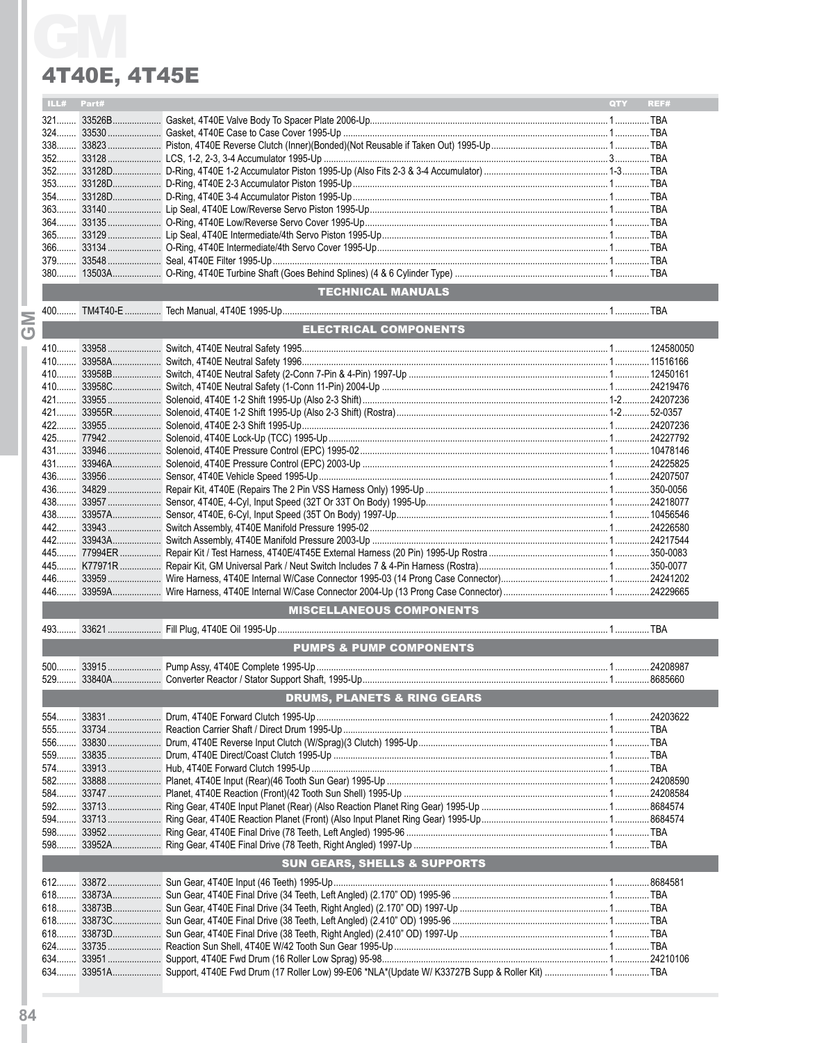# GM

## 4T40E, 4T45E

| ILL# | Part# | | QTY | REF# |
|---|---|---|---|---|
| 321 | 33526B | Gasket, 4T40E Valve Body To Spacer Plate 2006-Up | 1 | TBA |
| 324 | 33530 | Gasket, 4T40E Case to Case Cover 1995-Up | 1 | TBA |
| 338 | 33823 | Piston, 4T40E Reverse Clutch (Inner)(Bonded)(Not Reusable if Taken Out) 1995-Up | 1 | TBA |
| 352 | 33128 | LCS, 1-2, 2-3, 3-4 Accumulator 1995-Up | 3 | TBA |
| 352 | 33128D | D-Ring, 4T40E 1-2 Accumulator Piston 1995-Up (Also Fits 2-3 & 3-4 Accumulator) | 1-3 | TBA |
| 353 | 33128D | D-Ring, 4T40E 2-3 Accumulator Piston 1995-Up | 1 | TBA |
| 354 | 33128D | D-Ring, 4T40E 3-4 Accumulator Piston 1995-Up | 1 | TBA |
| 363 | 33140 | Lip Seal, 4T40E Low/Reverse Servo Piston 1995-Up | 1 | TBA |
| 364 | 33135 | O-Ring, 4T40E Low/Reverse Servo Cover 1995-Up | 1 | TBA |
| 365 | 33129 | Lip Seal, 4T40E Intermediate/4th Servo Piston 1995-Up | 1 | TBA |
| 366 | 33134 | O-Ring, 4T40E Intermediate/4th Servo Cover 1995-Up | 1 | TBA |
| 379 | 33548 | Seal, 4T40E Filter 1995-Up | 1 | TBA |
| 380 | 13503A | O-Ring, 4T40E Turbine Shaft (Goes Behind Splines) (4 & 6 Cylinder Type) | 1 | TBA |
| | | **TECHNICAL MANUALS** | | |
| 400 | TM4T40-E | Tech Manual, 4T40E 1995-Up | 1 | TBA |
| | | **ELECTRICAL COMPONENTS** | | |
| 410 | 33958 | Switch, 4T40E Neutral Safety 1995 | 1 | 124580050 |
| 410 | 33958A | Switch, 4T40E Neutral Safety 1996 | 1 | 11516166 |
| 410 | 33958B | Switch, 4T40E Neutral Safety (2-Conn 7-Pin & 4-Pin) 1997-Up | 1 | 12450161 |
| 410 | 33958C | Switch, 4T40E Neutral Safety (1-Conn 11-Pin) 2004-Up | 1 | 24219476 |
| 421 | 33955 | Solenoid, 4T40E 1-2 Shift 1995-Up (Also 2-3 Shift) | 1-2 | 24207236 |
| 421 | 33955R | Solenoid, 4T40E 1-2 Shift 1995-Up (Also 2-3 Shift) (Rostra) | 1-2 | 52-0357 |
| 422 | 33955 | Solenoid, 4T40E 2-3 Shift 1995-Up | 1 | 24207236 |
| 425 | 77942 | Solenoid, 4T40E Lock-Up (TCC) 1995-Up | 1 | 24227792 |
| 431 | 33946 | Solenoid, 4T40E Pressure Control (EPC) 1995-02 | 1 | 10478146 |
| 431 | 33946A | Solenoid, 4T40E Pressure Control (EPC) 2003-Up | 1 | 24225825 |
| 436 | 33956 | Sensor, 4T40E Vehicle Speed 1995-Up | 1 | 24207507 |
| 436 | 34829 | Repair Kit, 4T40E (Repairs The 2 Pin VSS Harness Only) 1995-Up | 1 | 350-0056 |
| 438 | 33957 | Sensor, 4T40E, 4-Cyl, Input Speed (32T Or 33T On Body) 1995-Up | 1 | 24218077 |
| 438 | 33957A | Sensor, 4T40E, 6-Cyl, Input Speed (35T On Body) 1997-Up | 1 | 10456546 |
| 442 | 33943 | Switch Assembly, 4T40E Manifold Pressure 1995-02 | 1 | 24226580 |
| 442 | 33943A | Switch Assembly, 4T40E Manifold Pressure 2003-Up | 1 | 24217544 |
| 445 | 77994ER | Repair Kit / Test Harness, 4T40E/4T45E External Harness (20 Pin) 1995-Up Rostra | 1 | 350-0083 |
| 445 | K77971R | Repair Kit, GM Universal Park / Neut Switch Includes 7 & 4-Pin Harness (Rostra) | 1 | 350-0077 |
| 446 | 33959 | Wire Harness, 4T40E Internal W/Case Connector 1995-03 (14 Prong Case Connector) | 1 | 24241202 |
| 446 | 33959A | Wire Harness, 4T40E Internal W/Case Connector 2004-Up (13 Prong Case Connector) | 1 | 24229665 |
| | | **MISCELLANEOUS COMPONENTS** | | |
| 493 | 33621 | Fill Plug, 4T40E Oil 1995-Up | 1 | TBA |
| | | **PUMPS & PUMP COMPONENTS** | | |
| 500 | 33915 | Pump Assy, 4T40E Complete 1995-Up | 1 | 24208987 |
| 529 | 33840A | Converter Reactor / Stator Support Shaft, 1995-Up | 1 | 8685660 |
| | | **DRUMS, PLANETS & RING GEARS** | | |
| 554 | 33831 | Drum, 4T40E Forward Clutch 1995-Up | 1 | 24203622 |
| 555 | 33734 | Reaction Carrier Shaft / Direct Drum 1995-Up | 1 | TBA |
| 556 | 33830 | Drum, 4T40E Reverse Input Clutch (W/Sprag)(3 Clutch) 1995-Up | 1 | TBA |
| 559 | 33835 | Drum, 4T40E Direct/Coast Clutch 1995-Up | 1 | TBA |
| 574 | 33913 | Hub, 4T40E Forward Clutch 1995-Up | 1 | TBA |
| 582 | 33888 | Planet, 4T40E Input (Rear)(46 Tooth Sun Gear) 1995-Up | 1 | 24208590 |
| 584 | 33747 | Planet, 4T40E Reaction (Front)(42 Tooth Sun Shell) 1995-Up | 1 | 24208584 |
| 592 | 33713 | Ring Gear, 4T40E Input Planet (Rear) (Also Reaction Planet Ring Gear) 1995-Up | 1 | 8684574 |
| 594 | 33713 | Ring Gear, 4T40E Reaction Planet (Front) (Also Input Planet Ring Gear) 1995-Up | 1 | 8684574 |
| 598 | 33952 | Ring Gear, 4T40E Final Drive (78 Teeth, Left Angled) 1995-96 | 1 | TBA |
| 598 | 33952A | Ring Gear, 4T40E Final Drive (78 Teeth, Right Angled) 1997-Up | 1 | TBA |
| | | **SUN GEARS, SHELLS & SUPPORTS** | | |
| 612 | 33872 | Sun Gear, 4T40E Input (46 Teeth) 1995-Up | 1 | 8684581 |
| 618 | 33873A | Sun Gear, 4T40E Final Drive (34 Teeth, Left Angled) (2.170" OD) 1995-96 | 1 | TBA |
| 618 | 33873B | Sun Gear, 4T40E Final Drive (34 Teeth, Right Angled) (2.170" OD) 1997-Up | 1 | TBA |
| 618 | 33873C | Sun Gear, 4T40E Final Drive (38 Teeth, Left Angled) (2.410" OD) 1995-96 | 1 | TBA |
| 618 | 33873D | Sun Gear, 4T40E Final Drive (38 Teeth, Right Angled) (2.410" OD) 1997-Up | 1 | TBA |
| 624 | 33735 | Reaction Sun Shell, 4T40E W/42 Tooth Sun Gear 1995-Up | 1 | TBA |
| 634 | 33951 | Support, 4T40E Fwd Drum (16 Roller Low Sprag) 95-98 | 1 | 24210106 |
| 634 | 33951A | Support, 4T40E Fwd Drum (17 Roller Low) 99-E06 *NLA*(Update W/ K33727B Supp & Roller Kit) | 1 | TBA |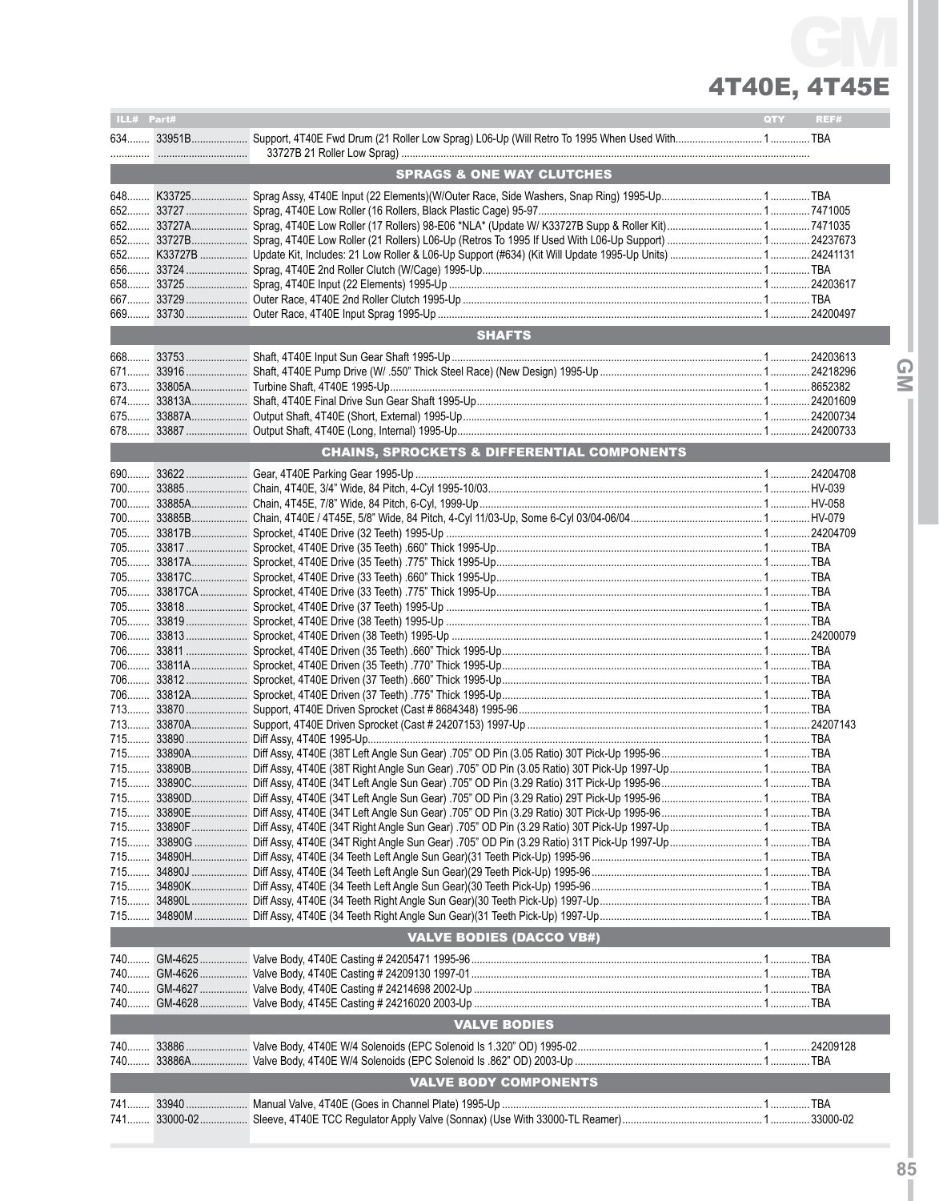# GM

## 4T40E, 4T45E

| ILL# | Part# | | QTY | REF# |
|---|---|---|---|---|
| 634 | 33951B | Support, 4T40E Fwd Drum (21 Roller Low Sprag) L06-Up (Will Retro To 1995 When Used With 33727B 21 Roller Low Sprag) | 1 | TBA |
| | | **SPRAGS & ONE WAY CLUTCHES** | | |
| 648 | K33725 | Sprag Assy, 4T40E Input (22 Elements)(W/Outer Race, Side Washers, Snap Ring) 1995-Up | 1 | TBA |
| 652 | 33727 | Sprag, 4T40E Low Roller (16 Rollers, Black Plastic Cage) 95-97 | 1 | 7471005 |
| 652 | 33727A | Sprag, 4T40E Low Roller (17 Rollers) 98-E06 *NLA* (Update W/ K33727B Supp & Roller Kit) | 1 | 7471035 |
| 652 | 33727B | Sprag, 4T40E Low Roller (21 Rollers) L06-Up (Retros To 1995 If Used With L06-Up Support) | 1 | 24237673 |
| 652 | K33727B | Update Kit, Includes: 21 Low Roller & L06-Up Support (#634) (Kit Will Update 1995-Up Units) | 1 | 24241131 |
| 656 | 33724 | Sprag, 4T40E 2nd Roller Clutch (W/Cage) 1995-Up | 1 | TBA |
| 658 | 33725 | Sprag, 4T40E Input (22 Elements) 1995-Up | 1 | 24203617 |
| 667 | 33729 | Outer Race, 4T40E 2nd Roller Clutch 1995-Up | 1 | TBA |
| 669 | 33730 | Outer Race, 4T40E Input Sprag 1995-Up | 1 | 24200497 |
| | | **SHAFTS** | | |
| 668 | 33753 | Shaft, 4T40E Input Sun Gear Shaft 1995-Up | 1 | 24203613 |
| 671 | 33916 | Shaft, 4T40E Pump Drive (W/ .550" Thick Steel Race) (New Design) 1995-Up | 1 | 24218296 |
| 673 | 33805A | Turbine Shaft, 4T40E 1995-Up | 1 | 8652382 |
| 674 | 33813A | Shaft, 4T40E Final Drive Sun Gear Shaft 1995-Up | 1 | 24201609 |
| 675 | 33887A | Output Shaft, 4T40E (Short, External) 1995-Up | 1 | 24200734 |
| 678 | 33887 | Output Shaft, 4T40E (Long, Internal) 1995-Up | 1 | 24200733 |
| | | **CHAINS, SPROCKETS & DIFFERENTIAL COMPONENTS** | | |
| 690 | 33622 | Gear, 4T40E Parking Gear 1995-Up | 1 | 24204708 |
| 700 | 33885 | Chain, 4T40E, 3/4" Wide, 84 Pitch, 4-Cyl 1995-10/03 | 1 | HV-039 |
| 700 | 33885A | Chain, 4T45E, 7/8" Wide, 84 Pitch, 6-Cyl, 1999-Up | 1 | HV-058 |
| 700 | 33885B | Chain, 4T40E / 4T45E, 5/8" Wide, 84 Pitch, 4-Cyl 11/03-Up, Some 6-Cyl 03/04-06/04 | 1 | HV-079 |
| 705 | 33817B | Sprocket, 4T40E Drive (32 Teeth) 1995-Up | 1 | 24204709 |
| 705 | 33817 | Sprocket, 4T40E Drive (35 Teeth) .660" Thick 1995-Up | 1 | TBA |
| 705 | 33817A | Sprocket, 4T40E Drive (35 Teeth) .775" Thick 1995-Up | 1 | TBA |
| 705 | 33817C | Sprocket, 4T40E Drive (33 Teeth) .660" Thick 1995-Up | 1 | TBA |
| 705 | 33817CA | Sprocket, 4T40E Drive (33 Teeth) .775" Thick 1995-Up | 1 | TBA |
| 705 | 33818 | Sprocket, 4T40E Drive (37 Teeth) 1995-Up | 1 | TBA |
| 705 | 33819 | Sprocket, 4T40E Drive (38 Teeth) 1995-Up | 1 | TBA |
| 706 | 33813 | Sprocket, 4T40E Driven (38 Teeth) 1995-Up | 1 | 24200079 |
| 706 | 33811 | Sprocket, 4T40E Driven (35 Teeth) .660" Thick 1995-Up | 1 | TBA |
| 706 | 33811A | Sprocket, 4T40E Driven (35 Teeth) .770" Thick 1995-Up | 1 | TBA |
| 706 | 33812 | Sprocket, 4T40E Driven (37 Teeth) .660" Thick 1995-Up | 1 | TBA |
| 706 | 33812A | Sprocket, 4T40E Driven (37 Teeth) .775" Thick 1995-Up | 1 | TBA |
| 713 | 33870 | Support, 4T40E Driven Sprocket (Cast # 8684348) 1995-96 | 1 | TBA |
| 713 | 33870A | Support, 4T40E Driven Sprocket (Cast # 24207153) 1997-Up | 1 | 24207143 |
| 715 | 33890 | Diff Assy, 4T40E 1995-Up | 1 | TBA |
| 715 | 33890A | Diff Assy, 4T40E (38T Left Angle Sun Gear) .705" OD Pin (3.05 Ratio) 30T Pick-Up 1995-96 | 1 | TBA |
| 715 | 33890B | Diff Assy, 4T40E (38T Right Angle Sun Gear) .705" OD Pin (3.05 Ratio) 30T Pick-Up 1997-Up | 1 | TBA |
| 715 | 33890C | Diff Assy, 4T40E (34T Left Angle Sun Gear) .705" OD Pin (3.29 Ratio) 31T Pick-Up 1995-96 | 1 | TBA |
| 715 | 33890D | Diff Assy, 4T40E (34T Left Angle Sun Gear) .705" OD Pin (3.29 Ratio) 29T Pick-Up 1995-96 | 1 | TBA |
| 715 | 33890E | Diff Assy, 4T40E (34T Left Angle Sun Gear) .705" OD Pin (3.29 Ratio) 30T Pick-Up 1995-96 | 1 | TBA |
| 715 | 33890F | Diff Assy, 4T40E (34T Right Angle Sun Gear) .705" OD Pin (3.29 Ratio) 30T Pick-Up 1997-Up | 1 | TBA |
| 715 | 33890G | Diff Assy, 4T40E (34T Right Angle Sun Gear) .705" OD Pin (3.29 Ratio) 31T Pick-Up 1997-Up | 1 | TBA |
| 715 | 34890H | Diff Assy, 4T40E (34 Teeth Left Angle Sun Gear)(31 Teeth Pick-Up) 1995-96 | 1 | TBA |
| 715 | 34890J | Diff Assy, 4T40E (34 Teeth Left Angle Sun Gear)(29 Teeth Pick-Up) 1995-96 | 1 | TBA |
| 715 | 34890K | Diff Assy, 4T40E (34 Teeth Left Angle Sun Gear)(30 Teeth Pick-Up) 1995-96 | 1 | TBA |
| 715 | 34890L | Diff Assy, 4T40E (34 Teeth Right Angle Sun Gear)(30 Teeth Pick-Up) 1997-Up | 1 | TBA |
| 715 | 34890M | Diff Assy, 4T40E (34 Teeth Right Angle Sun Gear)(31 Teeth Pick-Up) 1997-Up | 1 | TBA |
| | | **VALVE BODIES (DACCO VB#)** | | |
| 740 | GM-4625 | Valve Body, 4T40E Casting # 24205471 1995-96 | 1 | TBA |
| 740 | GM-4626 | Valve Body, 4T40E Casting # 24209130 1997-01 | 1 | TBA |
| 740 | GM-4627 | Valve Body, 4T40E Casting # 24214698 2002-Up | 1 | TBA |
| 740 | GM-4628 | Valve Body, 4T45E Casting # 24216020 2003-Up | 1 | TBA |
| | | **VALVE BODIES** | | |
| 740 | 33886 | Valve Body, 4T40E W/4 Solenoids (EPC Solenoid Is 1.320" OD) 1995-02 | 1 | 24209128 |
| 740 | 33886A | Valve Body, 4T40E W/4 Solenoids (EPC Solenoid Is .862" OD) 2003-Up | 1 | TBA |
| | | **VALVE BODY COMPONENTS** | | |
| 741 | 33940 | Manual Valve, 4T40E (Goes in Channel Plate) 1995-Up | 1 | TBA |
| 741 | 33000-02 | Sleeve, 4T40E TCC Regulator Apply Valve (Sonnax) (Use With 33000-TL Reamer) | 1 | 33000-02 |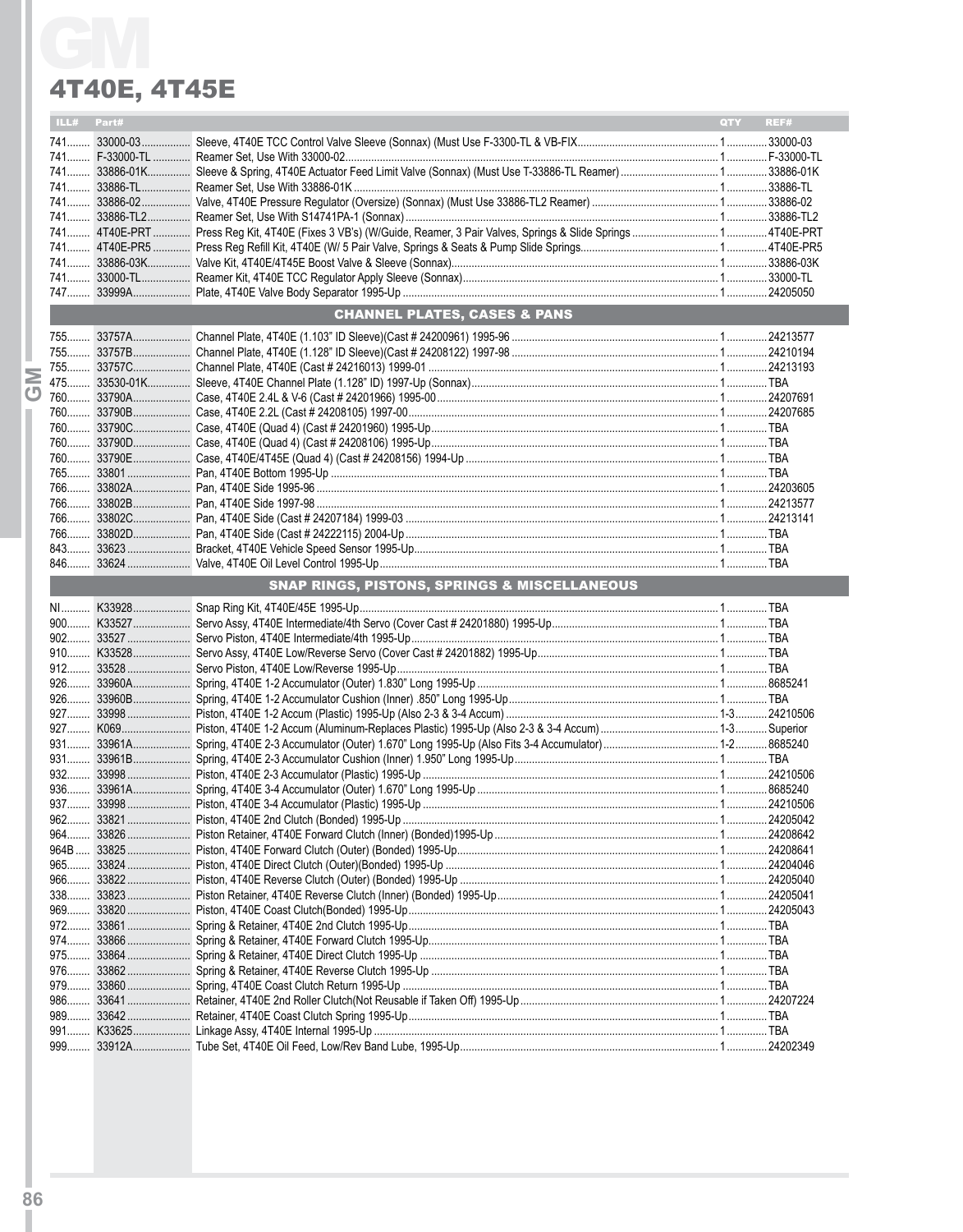# GM

## 4T40E, 4T45E

| ILL# | Part# | | QTY | REF# |
|---|---|---|---|---|
| 741 | 33000-03 | Sleeve, 4T40E TCC Control Valve Sleeve (Sonnax) (Must Use F-3300-TL & VB-FIX | 1 | 33000-03 |
| 741 | F-33000-TL | Reamer Set, Use With 33000-02 | 1 | F-33000-TL |
| 741 | 33886-01K | Sleeve & Spring, 4T40E Actuator Feed Limit Valve (Sonnax) (Must Use T-33886-TL Reamer) | 1 | 33886-01K |
| 741 | 33886-TL | Reamer Set, Use With 33886-01K | 1 | 33886-TL |
| 741 | 33886-02 | Valve, 4T40E Pressure Regulator (Oversize) (Sonnax) (Must Use 33886-TL2 Reamer) | 1 | 33886-02 |
| 741 | 33886-TL2 | Reamer Set, Use With S14741PA-1 (Sonnax) | 1 | 33886-TL2 |
| 741 | 4T40E-PRT | Press Reg Kit, 4T40E (Fixes 3 VB's) (W/Guide, Reamer, 3 Pair Valves, Springs & Slide Springs | 1 | 4T40E-PRT |
| 741 | 4T40E-PR5 | Press Reg Refill Kit, 4T40E (W/ 5 Pair Valve, Springs & Seats & Pump Slide Springs | 1 | 4T40E-PR5 |
| 741 | 33886-03K | Valve Kit, 4T40E/4T45E Boost Valve & Sleeve (Sonnax) | 1 | 33886-03K |
| 741 | 33000-TL | Reamer Kit, 4T40E TCC Regulator Apply Sleeve (Sonnax) | 1 | 33000-TL |
| 747 | 33999A | Plate, 4T40E Valve Body Separator 1995-Up | 1 | 24205050 |
| | | **CHANNEL PLATES, CASES & PANS** | | |
| 755 | 33757A | Channel Plate, 4T40E (1.103" ID Sleeve)(Cast # 24200961) 1995-96 | 1 | 24213577 |
| 755 | 33757B | Channel Plate, 4T40E (1.128" ID Sleeve)(Cast # 24208122) 1997-98 | 1 | 24210194 |
| 755 | 33757C | Channel Plate, 4T40E (Cast # 24216013) 1999-01 | 1 | 24213193 |
| 475 | 33530-01K | Sleeve, 4T40E Channel Plate (1.128" ID) 1997-Up (Sonnax) | 1 | TBA |
| 760 | 33790A | Case, 4T40E 2.4L & V-6 (Cast # 24201966) 1995-00 | 1 | 24207691 |
| 760 | 33790B | Case, 4T40E 2.2L (Cast # 24208105) 1997-00 | 1 | 24207685 |
| 760 | 33790C | Case, 4T40E (Quad 4) (Cast # 24201960) 1995-Up | 1 | TBA |
| 760 | 33790D | Case, 4T40E (Quad 4) (Cast # 24208106) 1995-Up | 1 | TBA |
| 760 | 33790E | Case, 4T40E/4T45E (Quad 4) (Cast # 24208156) 1994-Up | 1 | TBA |
| 765 | 33801 | Pan, 4T40E Bottom 1995-Up | 1 | TBA |
| 766 | 33802A | Pan, 4T40E Side 1995-96 | 1 | 24203605 |
| 766 | 33802B | Pan, 4T40E Side 1997-98 | 1 | 24213577 |
| 766 | 33802C | Pan, 4T40E Side (Cast # 24207184) 1999-03 | 1 | 24213141 |
| 766 | 33802D | Pan, 4T40E Side (Cast # 24222115) 2004-Up | 1 | TBA |
| 843 | 33623 | Bracket, 4T40E Vehicle Speed Sensor 1995-Up | 1 | TBA |
| 846 | 33624 | Valve, 4T40E Oil Level Control 1995-Up | 1 | TBA |
| | | **SNAP RINGS, PISTONS, SPRINGS & MISCELLANEOUS** | | |
| NI | K33928 | Snap Ring Kit, 4T40E/45E 1995-Up | 1 | TBA |
| 900 | K33527 | Servo Assy, 4T40E Intermediate/4th Servo (Cover Cast # 24201880) 1995-Up | 1 | TBA |
| 902 | 33527 | Servo Piston, 4T40E Intermediate/4th 1995-Up | 1 | TBA |
| 910 | K33528 | Servo Assy, 4T40E Low/Reverse Servo (Cover Cast # 24201882) 1995-Up | 1 | TBA |
| 912 | 33528 | Servo Piston, 4T40E Low/Reverse 1995-Up | 1 | TBA |
| 926 | 33960A | Spring, 4T40E 1-2 Accumulator (Outer) 1.830" Long 1995-Up | 1 | 8685241 |
| 926 | 33960B | Spring, 4T40E 1-2 Accumulator Cushion (Inner) .850" Long 1995-Up | 1 | TBA |
| 927 | 33998 | Piston, 4T40E 1-2 Accum (Plastic) 1995-Up (Also 2-3 & 3-4 Accum) | 1-3 | 24210506 |
| 927 | K069 | Piston, 4T40E 1-2 Accum (Aluminum-Replaces Plastic) 1995-Up (Also 2-3 & 3-4 Accum) | 1-3 | Superior |
| 931 | 33961A | Spring, 4T40E 2-3 Accumulator (Outer) 1.670" Long 1995-Up (Also Fits 3-4 Accumulator) | 1-2 | 8685240 |
| 931 | 33961B | Spring, 4T40E 2-3 Accumulator Cushion (Inner) 1.950" Long 1995-Up | 1 | TBA |
| 932 | 33998 | Piston, 4T40E 2-3 Accumulator (Plastic) 1995-Up | 1 | 24210506 |
| 936 | 33961A | Spring, 4T40E 3-4 Accumulator (Outer) 1.670" Long 1995-Up | 1 | 8685240 |
| 937 | 33998 | Piston, 4T40E 3-4 Accumulator (Plastic) 1995-Up | 1 | 24210506 |
| 962 | 33821 | Piston, 4T40E 2nd Clutch (Bonded) 1995-Up | 1 | 24205042 |
| 964 | 33826 | Piston Retainer, 4T40E Forward Clutch (Inner) (Bonded)1995-Up | 1 | 24208642 |
| 964B | 33825 | Piston, 4T40E Forward Clutch (Outer) (Bonded) 1995-Up | 1 | 24208641 |
| 965 | 33824 | Piston, 4T40E Direct Clutch (Outer)(Bonded) 1995-Up | 1 | 24204046 |
| 966 | 33822 | Piston, 4T40E Reverse Clutch (Outer) (Bonded) 1995-Up | 1 | 24205040 |
| 338 | 33823 | Piston Retainer, 4T40E Reverse Clutch (Inner) (Bonded) 1995-Up | 1 | 24205041 |
| 969 | 33820 | Piston, 4T40E Coast Clutch(Bonded) 1995-Up | 1 | 24205043 |
| 972 | 33861 | Spring & Retainer, 4T40E 2nd Clutch 1995-Up | 1 | TBA |
| 974 | 33866 | Spring & Retainer, 4T40E Forward Clutch 1995-Up | 1 | TBA |
| 975 | 33864 | Spring & Retainer, 4T40E Direct Clutch 1995-Up | 1 | TBA |
| 976 | 33862 | Spring & Retainer, 4T40E Reverse Clutch 1995-Up | 1 | TBA |
| 979 | 33860 | Spring, 4T40E Coast Clutch Return 1995-Up | 1 | TBA |
| 986 | 33641 | Retainer, 4T40E 2nd Roller Clutch(Not Reusable if Taken Off) 1995-Up | 1 | 24207224 |
| 989 | 33642 | Retainer, 4T40E Coast Clutch Spring 1995-Up | 1 | TBA |
| 991 | K33625 | Linkage Assy, 4T40E Internal 1995-Up | 1 | TBA |
| 999 | 33912A | Tube Set, 4T40E Oil Feed, Low/Rev Band Lube, 1995-Up | 1 | 24202349 |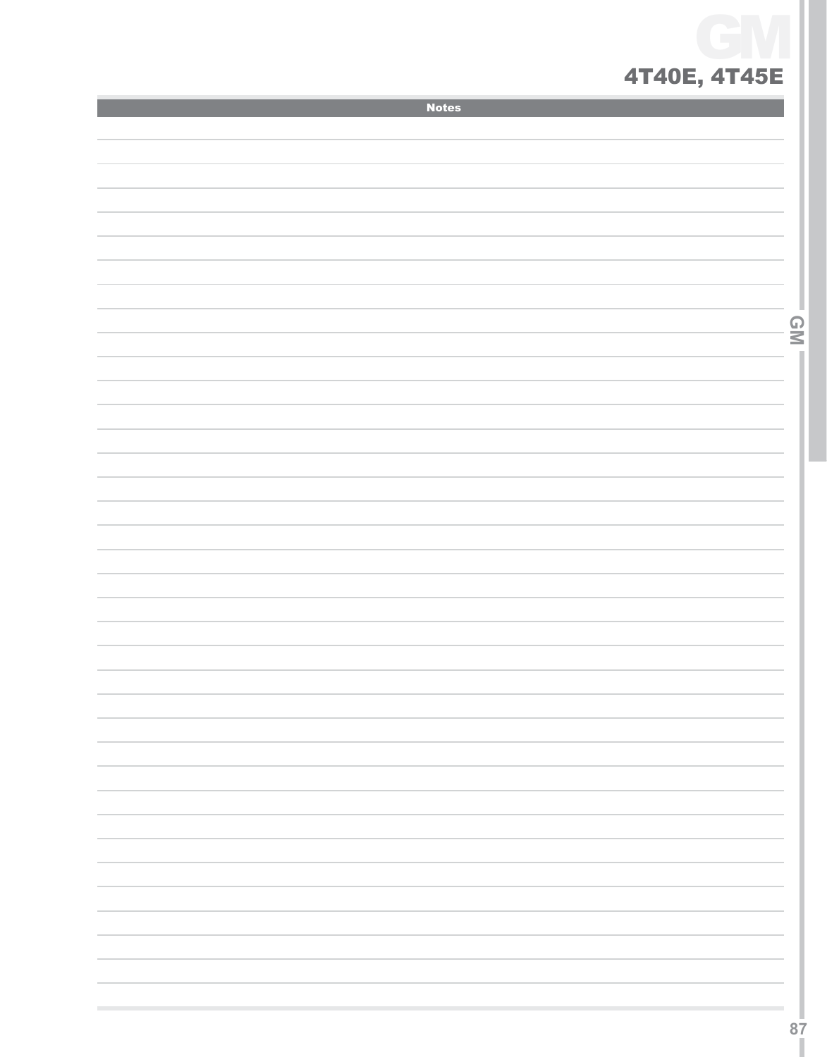## Notes